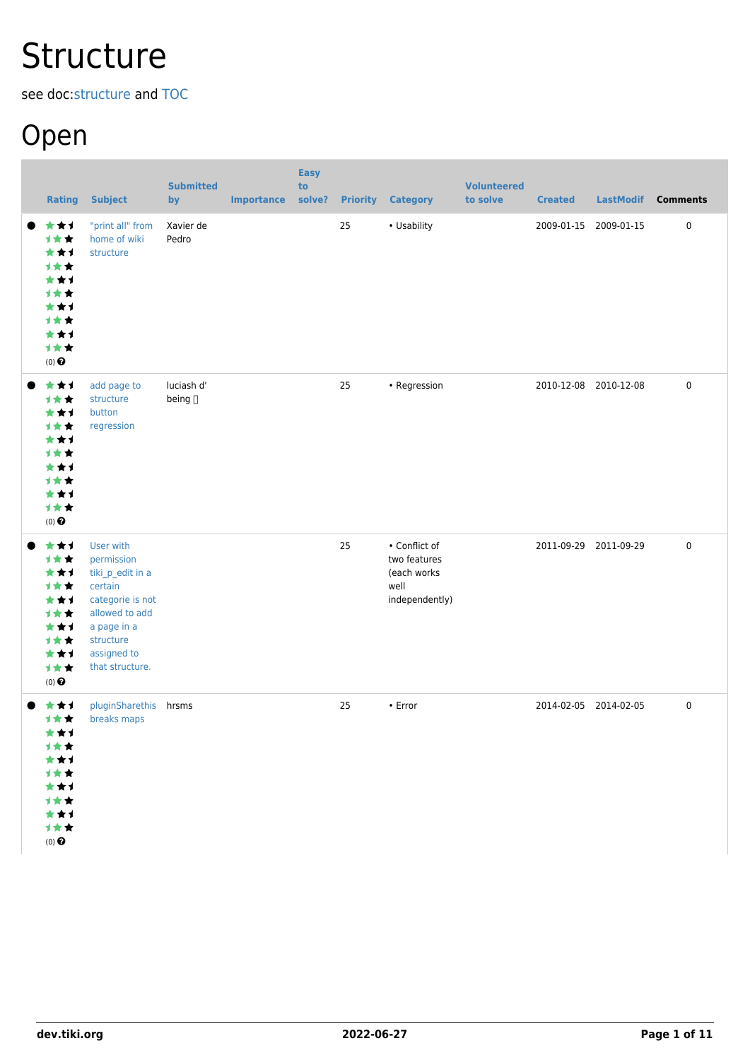# Structure

see doc:structure and TOC

## Open

| | Rating | Subject | Submitted by | Importance | Easy to solve? | Priority | Category | Volunteered to solve | Created | LastModif | Comments |
|---|---|---|---|---|---|---|---|---|---|---|---|
| ● | (0) | "print all" from home of wiki structure | Xavier de Pedro | | | 25 | • Usability | | 2009-01-15 | 2009-01-15 | 0 |
| ● | (0) | add page to structure button regression | luciash d' being | | | 25 | • Regression | | 2010-12-08 | 2010-12-08 | 0 |
| ● | (0) | User with permission tiki_p_edit in a certain categorie is not allowed to add a page in a structure assigned to that structure. | | | | 25 | • Conflict of two features (each works well independently) | | 2011-09-29 | 2011-09-29 | 0 |
| ● | (0) | pluginSharethis breaks maps | hrsms | | | 25 | • Error | | 2014-02-05 | 2014-02-05 | 0 |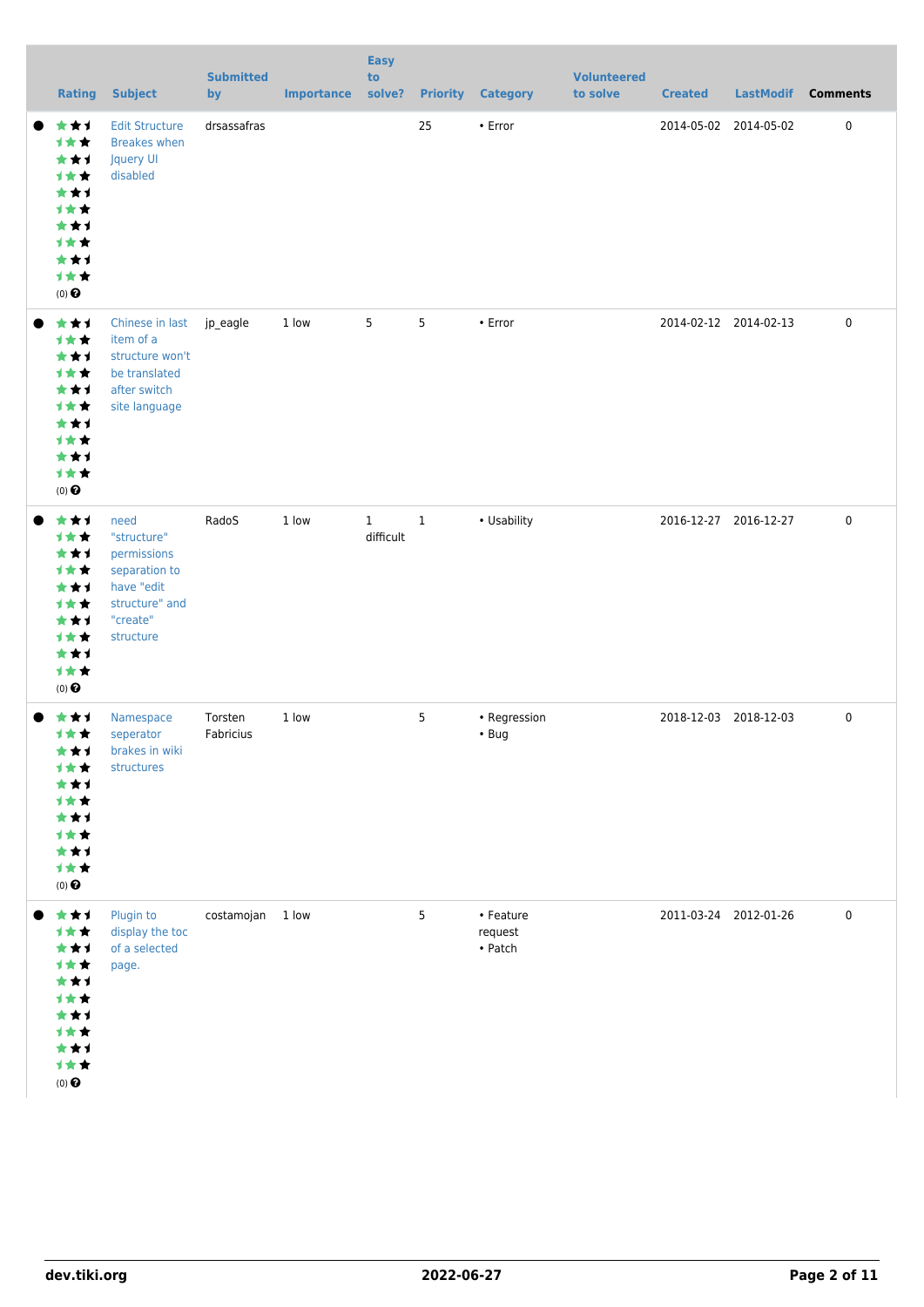|  | Rating | Subject | Submitted by | Importance | Easy to solve? | Priority | Category | Volunteered to solve | Created | LastModif | Comments |
|---|---|---|---|---|---|---|---|---|---|---|---|
| ● | (0) | Edit Structure Breakes when Jquery UI disabled | drsassafras |  |  | 25 | • Error |  | 2014-05-02 | 2014-05-02 | 0 |
| ● | (0) | Chinese in last item of a structure won't be translated after switch site language | jp_eagle | 1 low | 5 | 5 | • Error |  | 2014-02-12 | 2014-02-13 | 0 |
| ● | (0) | need "structure" permissions separation to have "edit structure" and "create" structure | RadoS | 1 low | 1 difficult | 1 | • Usability |  | 2016-12-27 | 2016-12-27 | 0 |
| ● | (0) | Namespace seperator brakes in wiki structures | Torsten Fabricius | 1 low |  | 5 | • Regression<br>• Bug |  | 2018-12-03 | 2018-12-03 | 0 |
| ● | (0) | Plugin to display the toc of a selected page. | costamojan | 1 low |  | 5 | • Feature request<br>• Patch |  | 2011-03-24 | 2012-01-26 | 0 |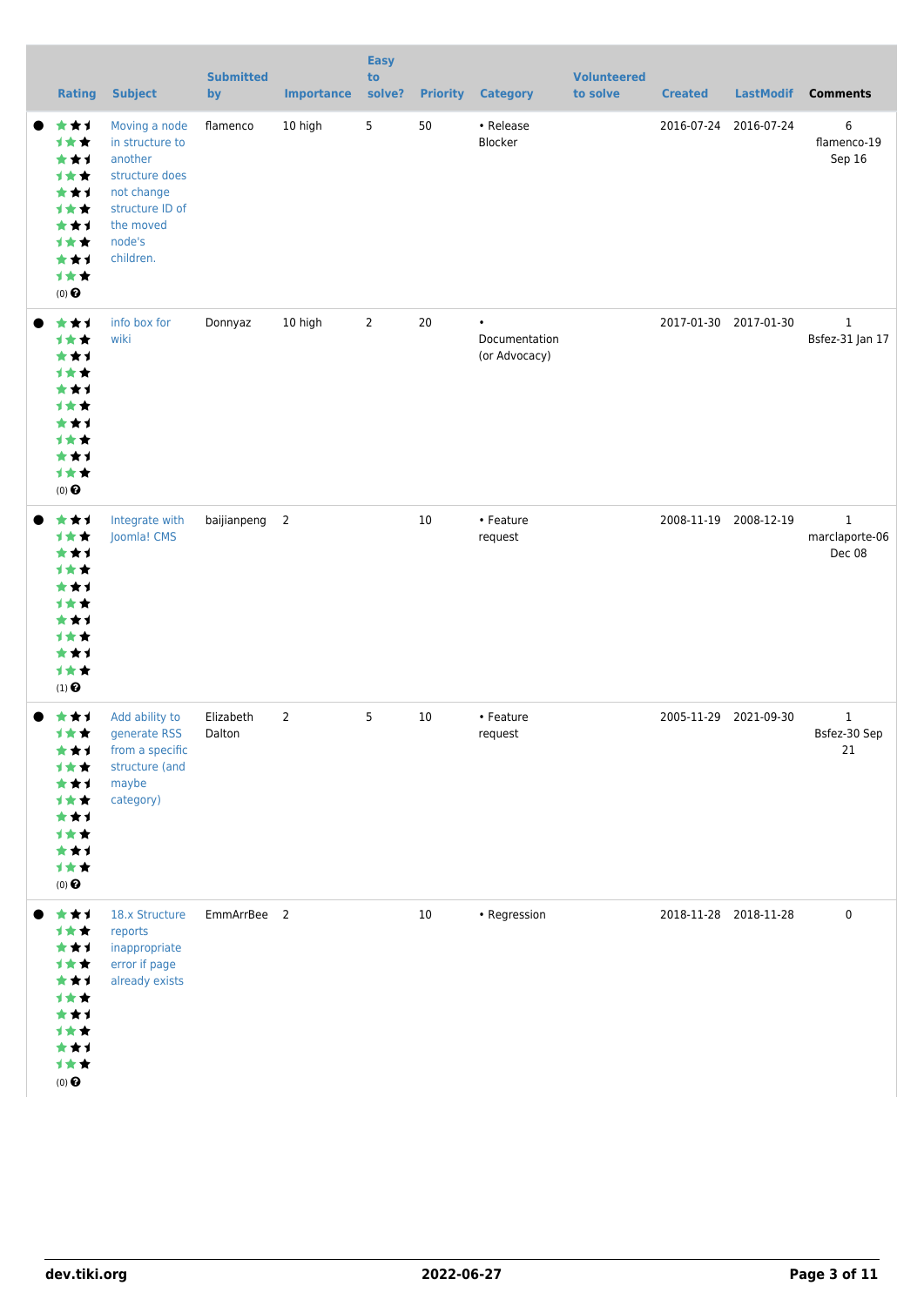| Rating | Subject | Submitted by | Importance | Easy to solve? | Priority | Category | Volunteered to solve | Created | LastModif | Comments |
|---|---|---|---|---|---|---|---|---|---|---|
| (0) | Moving a node in structure to another structure does not change structure ID of the moved node's children. | flamenco | 10 high | 5 | 50 | • Release Blocker | | 2016-07-24 | 2016-07-24 | 6 flamenco-19 Sep 16 |
| (0) | info box for wiki | Donnyaz | 10 high | 2 | 20 | • Documentation (or Advocacy) | | 2017-01-30 | 2017-01-30 | 1 Bsfez-31 Jan 17 |
| (1) | Integrate with Joomla! CMS | baijianpeng | 2 | | 10 | • Feature request | | 2008-11-19 | 2008-12-19 | 1 marclaporte-06 Dec 08 |
| (0) | Add ability to generate RSS from a specific structure (and maybe category) | Elizabeth Dalton | 2 | 5 | 10 | • Feature request | | 2005-11-29 | 2021-09-30 | 1 Bsfez-30 Sep 21 |
| (0) | 18.x Structure reports inappropriate error if page already exists | EmmArrBee | 2 | | 10 | • Regression | | 2018-11-28 | 2018-11-28 | 0 |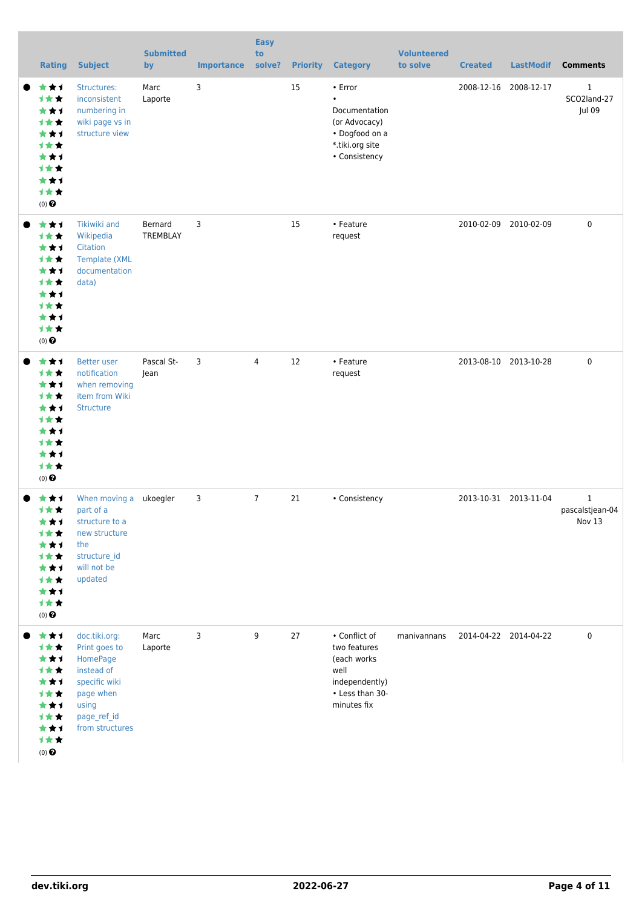| Rating | Subject | Submitted by | Importance | Easy to solve? | Priority | Category | Volunteered to solve | Created | LastModif | Comments |
|---|---|---|---|---|---|---|---|---|---|---|
| (0) | Structures: inconsistent numbering in wiki page vs in structure view | Marc Laporte | 3 | | 15 | • Error • Documentation (or Advocacy) • Dogfood on a *.tiki.org site • Consistency | | 2008-12-16 | 2008-12-17 | 1 SCO2land-27 Jul 09 |
| (0) | Tikiwiki and Wikipedia Citation Template (XML documentation data) | Bernard TREMBLAY | 3 | | 15 | • Feature request | | 2010-02-09 | 2010-02-09 | 0 |
| (0) | Better user notification when removing item from Wiki Structure | Pascal St-Jean | 3 | 4 | 12 | • Feature request | | 2013-08-10 | 2013-10-28 | 0 |
| (0) | When moving a part of a structure to a new structure the structure_id will not be updated | ukoegler | 3 | 7 | 21 | • Consistency | | 2013-10-31 | 2013-11-04 | 1 pascalstjean-04 Nov 13 |
| (0) | doc.tiki.org: Print goes to HomePage instead of specific wiki page when using page_ref_id from structures | Marc Laporte | 3 | 9 | 27 | • Conflict of two features (each works well independently) • Less than 30-minutes fix | manivannans | 2014-04-22 | 2014-04-22 | 0 |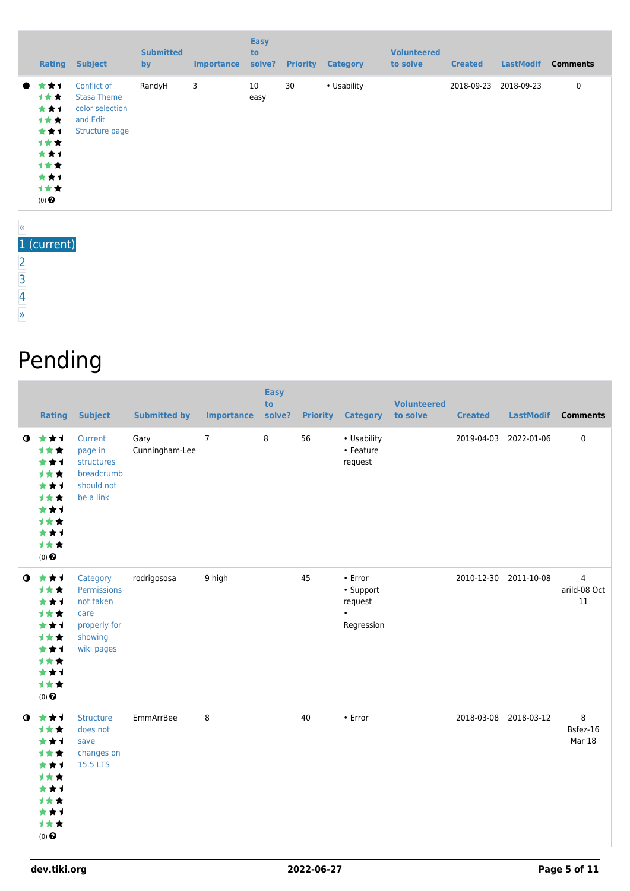| | Rating | Subject | Submitted by | Importance | Easy to solve? | Priority | Category | Volunteered to solve | Created | LastModif | Comments |
|---|---|---|---|---|---|---|---|---|---|---|---|
| ● | (0) | Conflict of Stasa Theme color selection and Edit Structure page | RandyH | 3 | 10 easy | 30 | • Usability | | 2018-09-23 | 2018-09-23 | 0 |

«
1 (current)
2
3
4
»

# Pending

| | Rating | Subject | Submitted by | Importance | Easy to solve? | Priority | Category | Volunteered to solve | Created | LastModif | Comments |
|---|---|---|---|---|---|---|---|---|---|---|---|
| ◐ | (0) | Current page in structures breadcrumb should not be a link | Gary Cunningham-Lee | 7 | 8 | 56 | • Usability • Feature request | | 2019-04-03 | 2022-01-06 | 0 |
| ◐ | (0) | Category Permissions not taken care properly for showing wiki pages | rodrigososa | 9 high | | 45 | • Error • Support request • Regression | | 2010-12-30 | 2011-10-08 | 4 arild-08 Oct 11 |
| ◐ | (0) | Structure does not save changes on 15.5 LTS | EmmArrBee | 8 | | 40 | • Error | | 2018-03-08 | 2018-03-12 | 8 Bsfez-16 Mar 18 |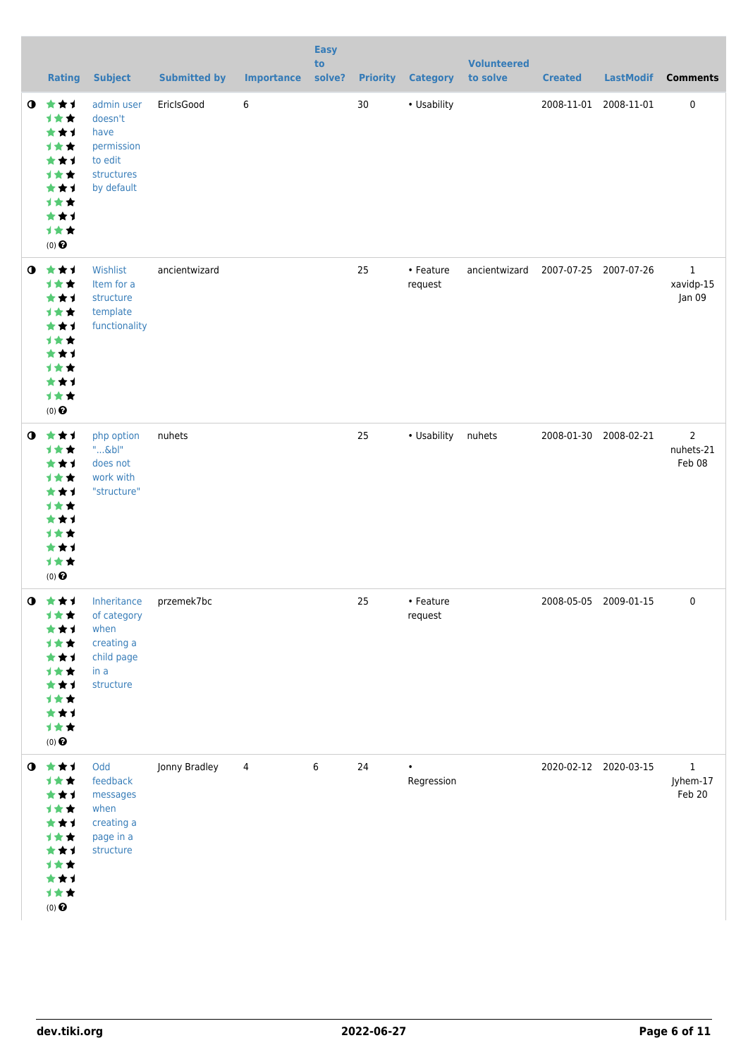| | Rating | Subject | Submitted by | Importance | Easy to solve? | Priority | Category | Volunteered to solve | Created | LastModif | Comments |
|---|---|---|---|---|---|---|---|---|---|---|---|
| | (0) | admin user doesn't have permission to edit structures by default | EricIsGood | 6 | | 30 | • Usability | | 2008-11-01 | 2008-11-01 | 0 |
| | (0) | Wishlist Item for a structure template functionality | ancientwizard | | | 25 | • Feature request | ancientwizard | 2007-07-25 | 2007-07-26 | 1 xavidp-15 Jan 09 |
| | (0) | php option "...&bl" does not work with "structure" | nuhets | | | 25 | • Usability | nuhets | 2008-01-30 | 2008-02-21 | 2 nuhets-21 Feb 08 |
| | (0) | Inheritance of category when creating a child page in a structure | przemek7bc | | | 25 | • Feature request | | 2008-05-05 | 2009-01-15 | 0 |
| | (0) | Odd feedback messages when creating a page in a structure | Jonny Bradley | 4 | 6 | 24 | • Regression | | 2020-02-12 | 2020-03-15 | 1 Jyhem-17 Feb 20 |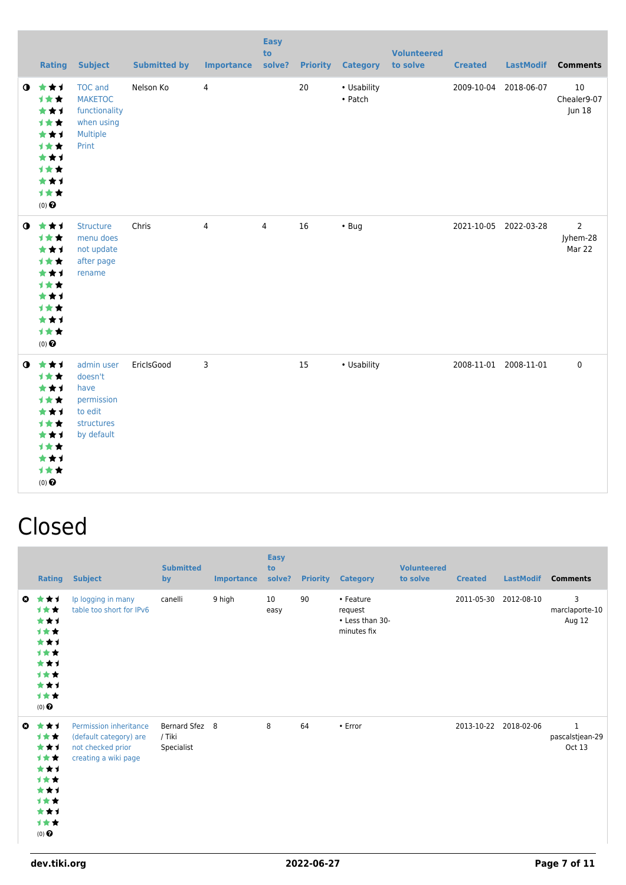| | Rating | Subject | Submitted by | Importance | Easy to solve? | Priority | Category | Volunteered to solve | Created | LastModif | Comments |
|---|---|---|---|---|---|---|---|---|---|---|---|
| ◑ | (0) | TOC and MAKETOC functionality when using Multiple Print | Nelson Ko | 4 | | 20 | • Usability • Patch | | 2009-10-04 | 2018-06-07 | 10 Chealer9-07 Jun 18 |
| ◑ | (0) | Structure menu does not update after page rename | Chris | 4 | 4 | 16 | • Bug | | 2021-10-05 | 2022-03-28 | 2 Jyhem-28 Mar 22 |
| ◑ | (0) | admin user doesn't have permission to edit structures by default | EricIsGood | 3 | | 15 | • Usability | | 2008-11-01 | 2008-11-01 | 0 |

# Closed

| | Rating | Subject | Submitted by | Importance | Easy to solve? | Priority | Category | Volunteered to solve | Created | LastModif | Comments |
|---|---|---|---|---|---|---|---|---|---|---|---|
| ✖ | (0) | Ip logging in many table too short for IPv6 | canelli | 9 high | 10 easy | 90 | • Feature request • Less than 30-minutes fix | | 2011-05-30 | 2012-08-10 | 3 marclaporte-10 Aug 12 |
| ✖ | (0) | Permission inheritance (default category) are not checked prior creating a wiki page | Bernard Sfez / Tiki Specialist | 8 | 8 | 64 | • Error | | 2013-10-22 | 2018-02-06 | 1 pascalstjean-29 Oct 13 |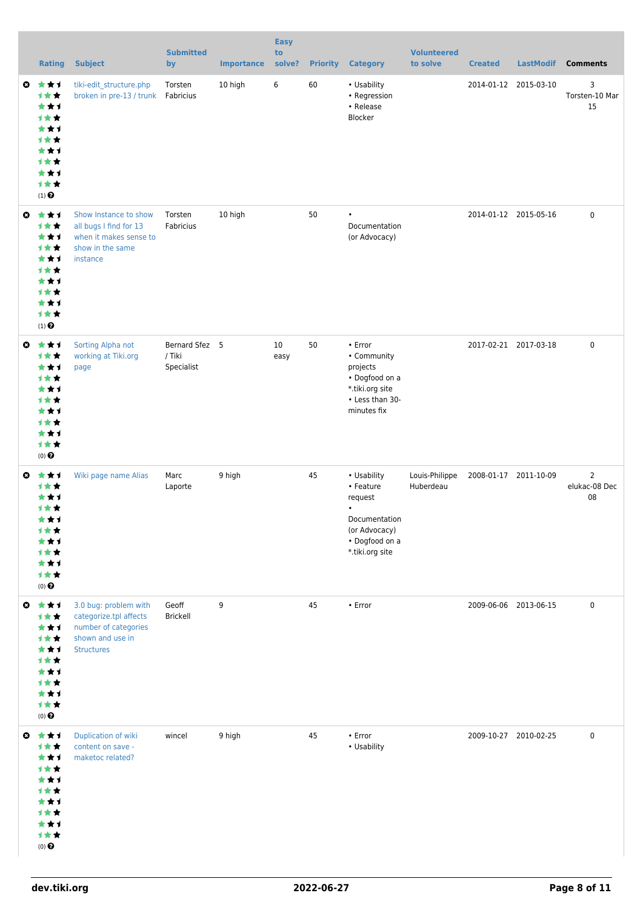| | Rating | Subject | Submitted by | Importance | Easy to solve? | Priority | Category | Volunteered to solve | Created | LastModif | Comments |
|---|---|---|---|---|---|---|---|---|---|---|---|
| | (1) | tiki-edit_structure.php broken in pre-13 / trunk | Torsten Fabricius | 10 high | 6 | 60 | • Usability<br>• Regression<br>• Release Blocker | | 2014-01-12 | 2015-03-10 | 3<br>Torsten-10 Mar 15 |
| | (1) | Show Instance to show all bugs I find for 13 when it makes sense to show in the same instance | Torsten Fabricius | 10 high | | 50 | • Documentation (or Advocacy) | | 2014-01-12 | 2015-05-16 | 0 |
| | (0) | Sorting Alpha not working at Tiki.org page | Bernard Sfez / Tiki Specialist | 5 | 10 easy | 50 | • Error<br>• Community projects<br>• Dogfood on a *.tiki.org site<br>• Less than 30-minutes fix | | 2017-02-21 | 2017-03-18 | 0 |
| | (0) | Wiki page name Alias | Marc Laporte | 9 high | | 45 | • Usability<br>• Feature request<br>• Documentation (or Advocacy)<br>• Dogfood on a *.tiki.org site | Louis-Philippe Huberdeau | 2008-01-17 | 2011-10-09 | 2<br>elukac-08 Dec 08 |
| | (0) | 3.0 bug: problem with categorize.tpl affects number of categories shown and use in Structures | Geoff Brickell | 9 | | 45 | • Error | | 2009-06-06 | 2013-06-15 | 0 |
| | (0) | Duplication of wiki content on save - maketoc related? | wincel | 9 high | | 45 | • Error<br>• Usability | | 2009-10-27 | 2010-02-25 | 0 |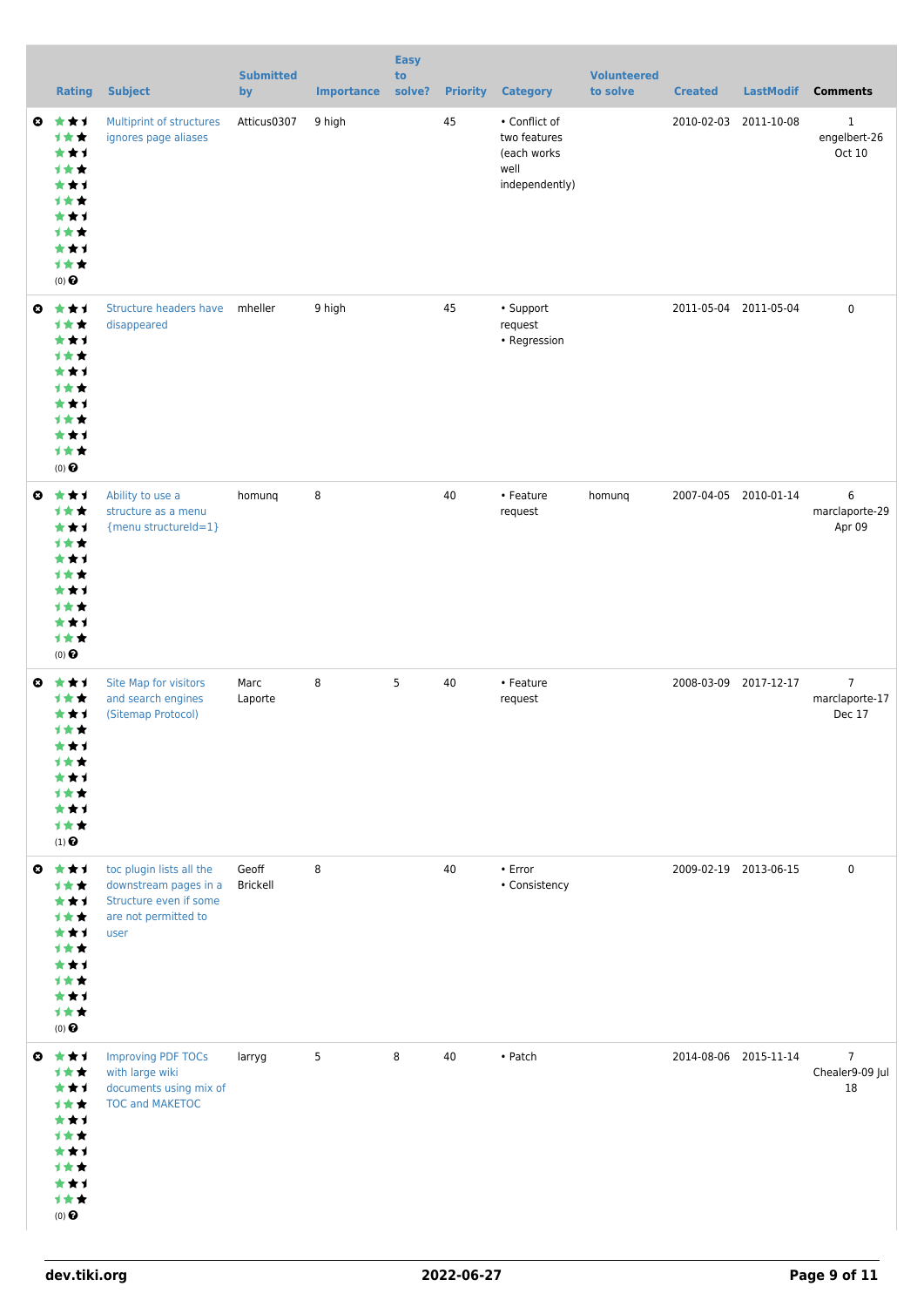| Rating | Subject | Submitted by | Importance | Easy to solve? | Priority | Category | Volunteered to solve | Created | LastModif | Comments |
|---|---|---|---|---|---|---|---|---|---|---|
| (0) | Multiprint of structures ignores page aliases | Atticus0307 | 9 high | | 45 | • Conflict of two features (each works well independently) | | 2010-02-03 | 2011-10-08 | 1 engelbert-26 Oct 10 |
| (0) | Structure headers have disappeared | mheller | 9 high | | 45 | • Support request • Regression | | 2011-05-04 | 2011-05-04 | 0 |
| (0) | Ability to use a structure as a menu {menu structureId=1} | homunq | 8 | | 40 | • Feature request | homunq | 2007-04-05 | 2010-01-14 | 6 marclaporte-29 Apr 09 |
| (1) | Site Map for visitors and search engines (Sitemap Protocol) | Marc Laporte | 8 | 5 | 40 | • Feature request | | 2008-03-09 | 2017-12-17 | 7 marclaporte-17 Dec 17 |
| (0) | toc plugin lists all the downstream pages in a Structure even if some are not permitted to user | Geoff Brickell | 8 | | 40 | • Error • Consistency | | 2009-02-19 | 2013-06-15 | 0 |
| (0) | Improving PDF TOCs with large wiki documents using mix of TOC and MAKETOC | larryg | 5 | 8 | 40 | • Patch | | 2014-08-06 | 2015-11-14 | 7 Chealer9-09 Jul 18 |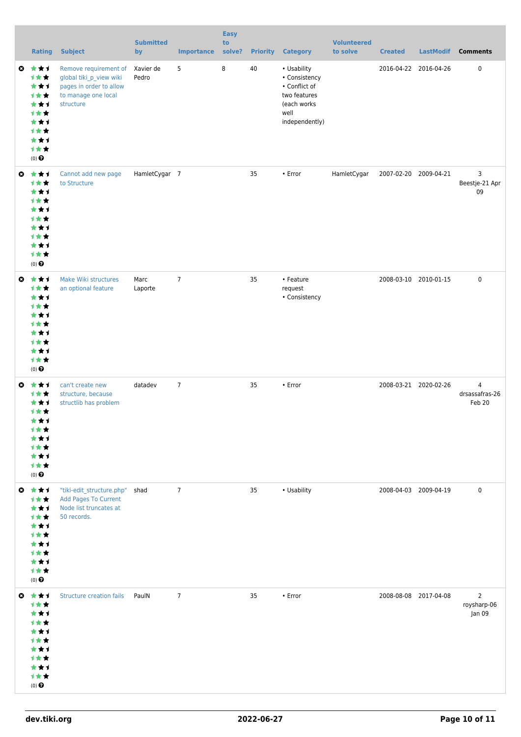|  | Rating | Subject | Submitted by | Importance | Easy to solve? | Priority | Category | Volunteered to solve | Created | LastModif | Comments |
|---|---|---|---|---|---|---|---|---|---|---|---|
|  | (0) | Remove requirement of global tiki_p_view wiki pages in order to allow to manage one local structure | Xavier de Pedro | 5 | 8 | 40 | • Usability<br>• Consistency<br>• Conflict of two features (each works well independently) |  | 2016-04-22 | 2016-04-26 | 0 |
|  | (0) | Cannot add new page to Structure | HamletCygar | 7 |  | 35 | • Error | HamletCygar | 2007-02-20 | 2009-04-21 | 3 Beestje-21 Apr 09 |
|  | (0) | Make Wiki structures an optional feature | Marc Laporte | 7 |  | 35 | • Feature request<br>• Consistency |  | 2008-03-10 | 2010-01-15 | 0 |
|  | (0) | can't create new structure, because structlib has problem | datadev | 7 |  | 35 | • Error |  | 2008-03-21 | 2020-02-26 | 4 drsassafras-26 Feb 20 |
|  | (0) | "tiki-edit_structure.php" Add Pages To Current Node list truncates at 50 records. | shad | 7 |  | 35 | • Usability |  | 2008-04-03 | 2009-04-19 | 0 |
|  | (0) | Structure creation fails | PaulN | 7 |  | 35 | • Error |  | 2008-08-08 | 2017-04-08 | 2 roysharp-06 Jan 09 |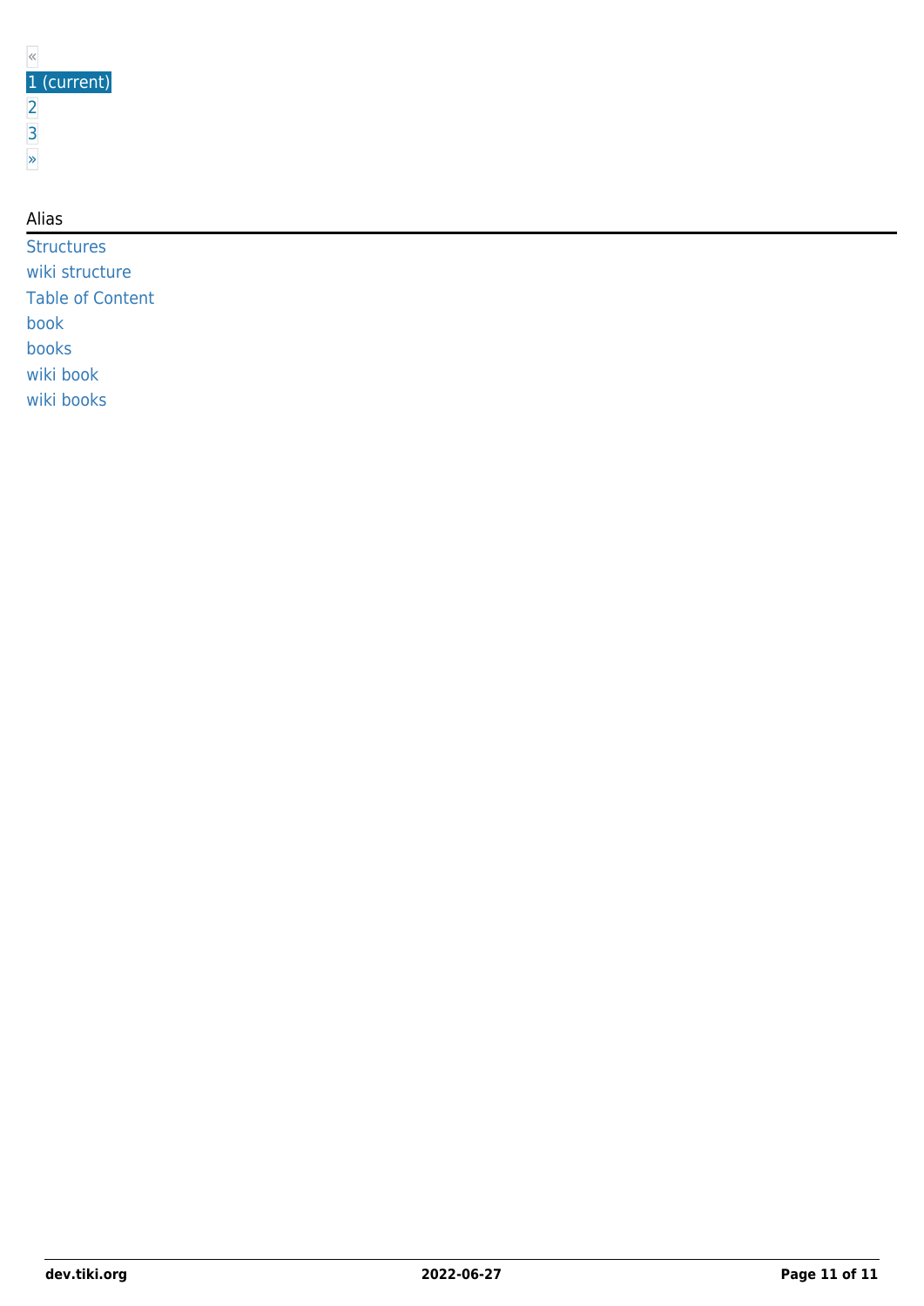«
1 (current)
2
3
»

Alias

Structures
wiki structure
Table of Content
book
books
wiki book
wiki books